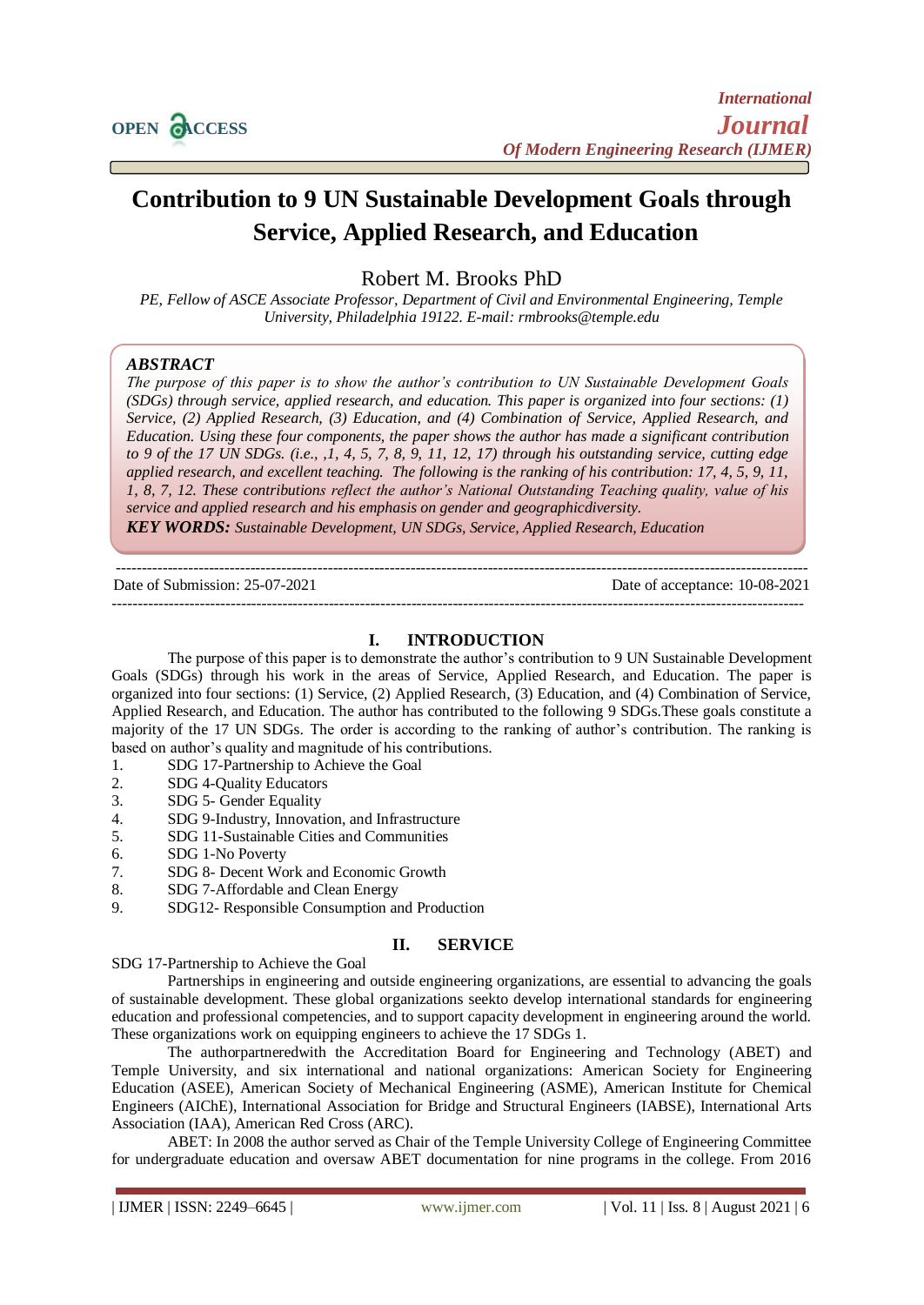# Contribution to 9 UN Sustainable Development Goals through Service, Applied Research, and Education

Robert M. Brooks PhD

*PE, Fellow of ASCE Associate Professor, Department of Civil and Environmental Engineering, Temple University, Philadelphia 19122. E-mail: rmbrooks@temple.edu*

***ABSTRACT***

*The purpose of this paper is to show the author's contribution to UN Sustainable Development Goals (SDGs) through service, applied research, and education. This paper is organized into four sections: (1) Service, (2) Applied Research, (3) Education, and (4) Combination of Service, Applied Research, and Education. Using these four components, the paper shows the author has made a significant contribution to 9 of the 17 UN SDGs. (i.e., ,1, 4, 5, 7, 8, 9, 11, 12, 17) through his outstanding service, cutting edge applied research, and excellent teaching. The following is the ranking of his contribution: 17, 4, 5, 9, 11, 1, 8, 7, 12. These contributions reflect the author's National Outstanding Teaching quality, value of his service and applied research and his emphasis on gender and geographicdiversity.*

***KEY WORDS:*** *Sustainable Development, UN SDGs, Service, Applied Research, Education*

Date of Submission: 25-07-2021 Date of acceptance: 10-08-2021

## I. INTRODUCTION

The purpose of this paper is to demonstrate the author's contribution to 9 UN Sustainable Development Goals (SDGs) through his work in the areas of Service, Applied Research, and Education. The paper is organized into four sections: (1) Service, (2) Applied Research, (3) Education, and (4) Combination of Service, Applied Research, and Education. The author has contributed to the following 9 SDGs.These goals constitute a majority of the 17 UN SDGs. The order is according to the ranking of author's contribution. The ranking is based on author's quality and magnitude of his contributions.

1. SDG 17-Partnership to Achieve the Goal
2. SDG 4-Quality Educators
3. SDG 5- Gender Equality
4. SDG 9-Industry, Innovation, and Infrastructure
5. SDG 11-Sustainable Cities and Communities
6. SDG 1-No Poverty
7. SDG 8- Decent Work and Economic Growth
8. SDG 7-Affordable and Clean Energy
9. SDG12- Responsible Consumption and Production

## II. SERVICE

SDG 17-Partnership to Achieve the Goal

Partnerships in engineering and outside engineering organizations, are essential to advancing the goals of sustainable development. These global organizations seekto develop international standards for engineering education and professional competencies, and to support capacity development in engineering around the world. These organizations work on equipping engineers to achieve the 17 SDGs 1.

The authorpartneredwith the Accreditation Board for Engineering and Technology (ABET) and Temple University, and six international and national organizations: American Society for Engineering Education (ASEE), American Society of Mechanical Engineering (ASME), American Institute for Chemical Engineers (AIChE), International Association for Bridge and Structural Engineers (IABSE), International Arts Association (IAA), American Red Cross (ARC).

ABET: In 2008 the author served as Chair of the Temple University College of Engineering Committee for undergraduate education and oversaw ABET documentation for nine programs in the college. From 2016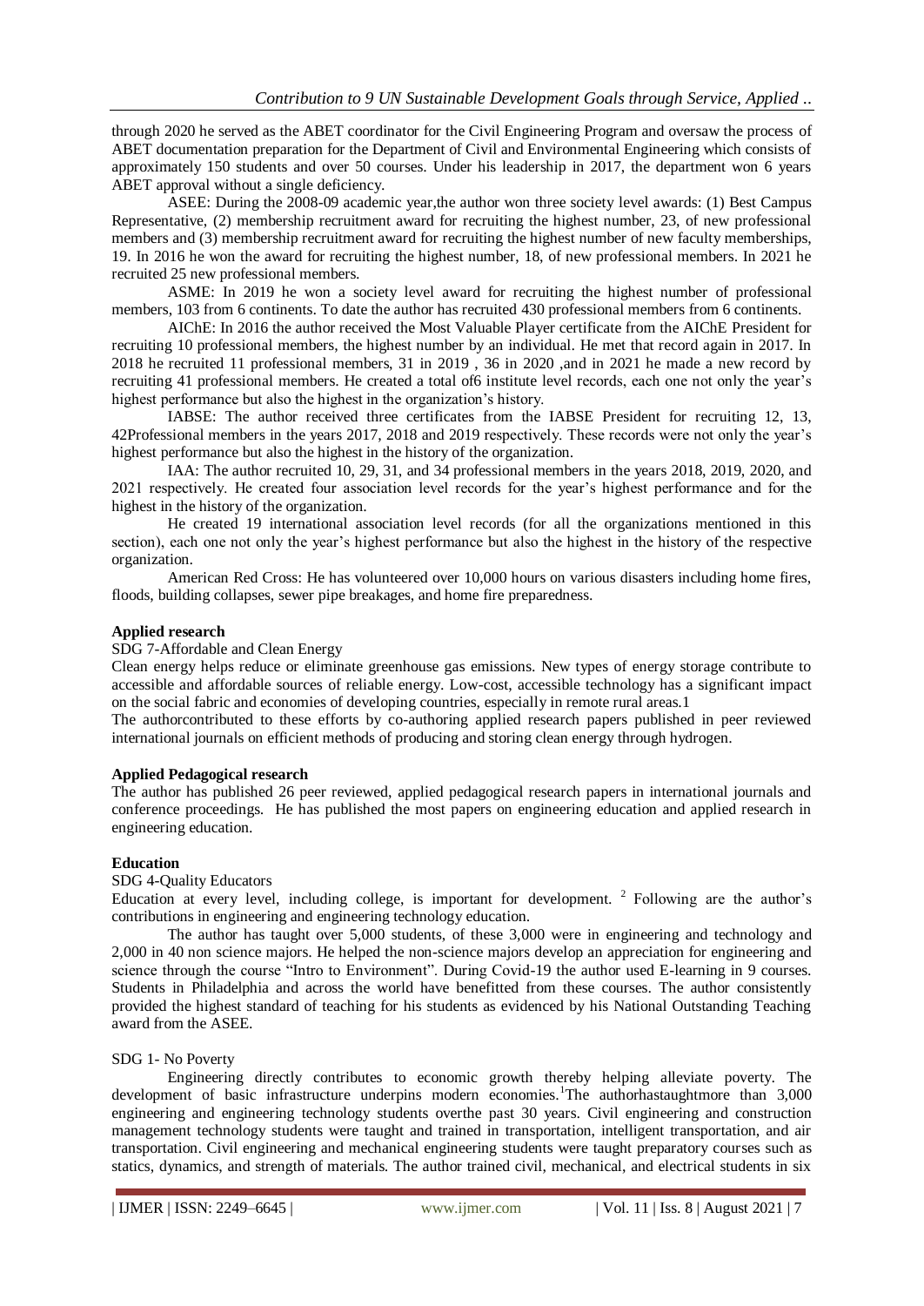through 2020 he served as the ABET coordinator for the Department of Civil Engineering Program and oversaw the process of ABET documentation preparation for the Department of Civil and Environmental Engineering which consists of approximately 150 students and over 50 courses. Under his leadership in 2017, the department won 6 years ABET approval without a single deficiency.

ASEE: During the 2008-09 academic year,the author won three society level awards: (1) Best Campus Representative, (2) membership recruitment award for recruiting the highest number, 23, of new professional members and (3) membership recruitment award for recruiting the highest number of new faculty memberships, 19. In 2016 he won the award for recruiting the highest number, 18, of new professional members. In 2021 he recruited 25 new professional members.

ASME: In 2019 he won a society level award for recruiting the highest number of professional members, 103 from 6 continents. To date the author has recruited 430 professional members from 6 continents.

AIChE: In 2016 the author received the Most Valuable Player certificate from the AIChE President for recruiting 10 professional members, the highest number by an individual. He met that record again in 2017. In 2018 he recruited 11 professional members, 31 in 2019 , 36 in 2020 ,and in 2021 he made a new record by recruiting 41 professional members. He created a total of6 institute level records, each one not only the year's highest performance but also the highest in the organization's history.

IABSE: The author received three certificates from the IABSE President for recruiting 12, 13, 42Professional members in the years 2017, 2018 and 2019 respectively. These records were not only the year's highest performance but also the highest in the history of the organization.

IAA: The author recruited 10, 29, 31, and 34 professional members in the years 2018, 2019, 2020, and 2021 respectively. He created four association level records for the year's highest performance and for the highest in the history of the organization.

He created 19 international association level records (for all the organizations mentioned in this section), each one not only the year's highest performance but also the highest in the history of the respective organization.

American Red Cross: He has volunteered over 10,000 hours on various disasters including home fires, floods, building collapses, sewer pipe breakages, and home fire preparedness.

**Applied research**

SDG 7-Affordable and Clean Energy

Clean energy helps reduce or eliminate greenhouse gas emissions. New types of energy storage contribute to accessible and affordable sources of reliable energy. Low-cost, accessible technology has a significant impact on the social fabric and economies of developing countries, especially in remote rural areas.1

The authorcontributed to these efforts by co-authoring applied research papers published in peer reviewed international journals on efficient methods of producing and storing clean energy through hydrogen.

**Applied Pedagogical research**

The author has published 26 peer reviewed, applied pedagogical research papers in international journals and conference proceedings. He has published the most papers on engineering education and applied research in engineering education.

**Education**

SDG 4-Quality Educators

Education at every level, including college, is important for development. [2] Following are the author's contributions in engineering and engineering technology education.

The author has taught over 5,000 students, of these 3,000 were in engineering and technology and 2,000 in 40 non science majors. He helped the non-science majors develop an appreciation for engineering and science through the course "Intro to Environment". During Covid-19 the author used E-learning in 9 courses. Students in Philadelphia and across the world have benefitted from these courses. The author consistently provided the highest standard of teaching for his students as evidenced by his National Outstanding Teaching award from the ASEE.

SDG 1- No Poverty

Engineering directly contributes to economic growth thereby helping alleviate poverty. The development of basic infrastructure underpins modern economies.[1]The authorhastaughtmore than 3,000 engineering and engineering technology students overthe past 30 years. Civil engineering and construction management technology students were taught and trained in transportation, intelligent transportation, and air transportation. Civil engineering and mechanical engineering students were taught preparatory courses such as statics, dynamics, and strength of materials. The author trained civil, mechanical, and electrical students in six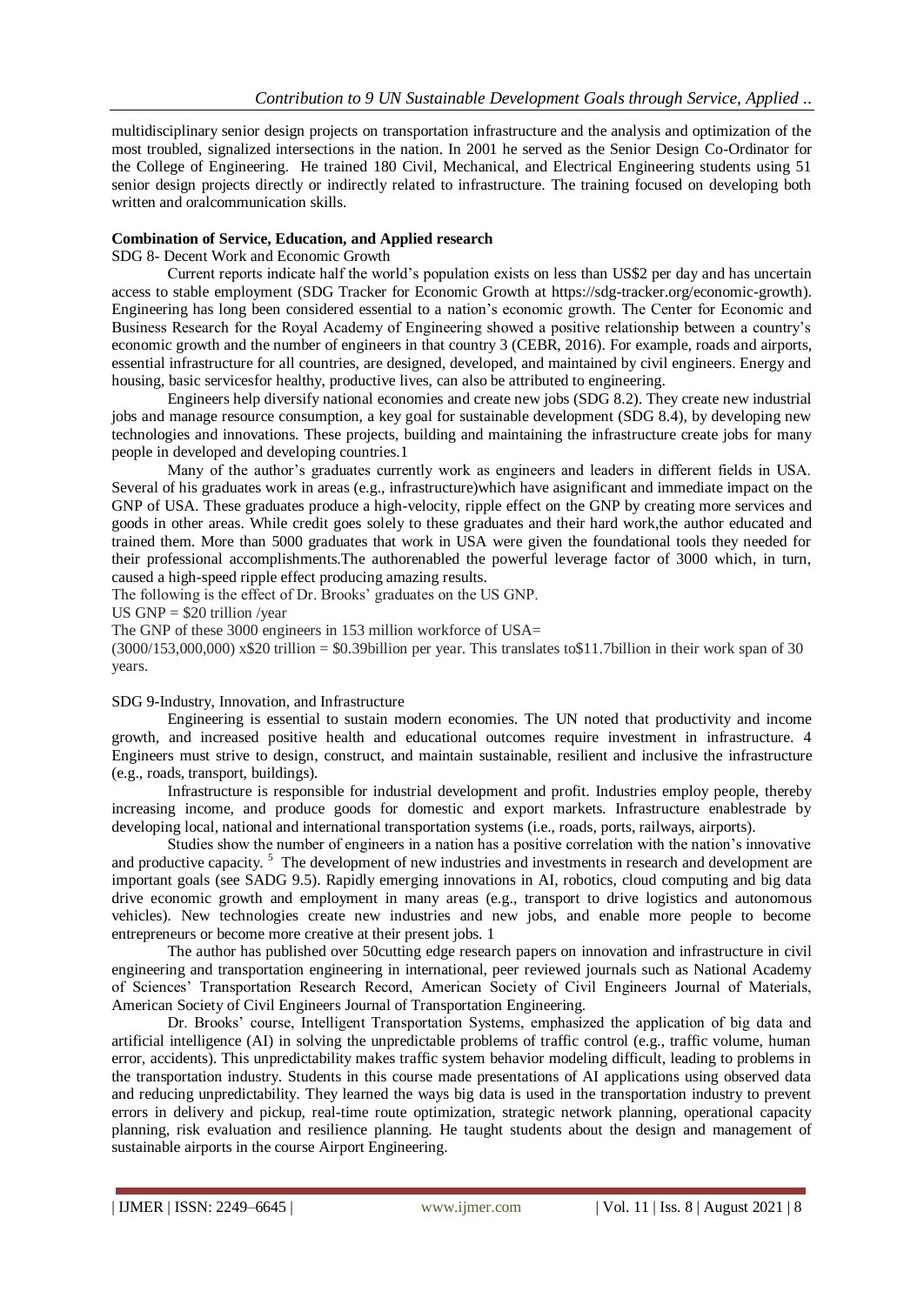multidisciplinary senior design projects on transportation infrastructure and the analysis and optimization of the most troubled, signalized intersections in the nation. In 2001 he served as the Senior Design Co-Ordinator for the College of Engineering. He trained 180 Civil, Mechanical, and Electrical Engineering students using 51 senior design projects directly or indirectly related to infrastructure. The training focused on developing both written and oralcommunication skills.

**Combination of Service, Education, and Applied research**

SDG 8- Decent Work and Economic Growth

Current reports indicate half the world's population exists on less than US$2 per day and has uncertain access to stable employment (SDG Tracker for Economic Growth at https://sdg-tracker.org/economic-growth). Engineering has long been considered essential to a nation's economic growth. The Center for Economic and Business Research for the Royal Academy of Engineering showed a positive relationship between a country's economic growth and the number of engineers in that country 3 (CEBR, 2016). For example, roads and airports, essential infrastructure for all countries, are designed, developed, and maintained by civil engineers. Energy and housing, basic servicesfor healthy, productive lives, can also be attributed to engineering.

Engineers help diversify national economies and create new jobs (SDG 8.2). They create new industrial jobs and manage resource consumption, a key goal for sustainable development (SDG 8.4), by developing new technologies and innovations. These projects, building and maintaining the infrastructure create jobs for many people in developed and developing countries.1

Many of the author's graduates currently work as engineers and leaders in different fields in USA. Several of his graduates work in areas (e.g., infrastructure)which have asignificant and immediate impact on the GNP of USA. These graduates produce a high-velocity, ripple effect on the GNP by creating more services and goods in other areas. While credit goes solely to these graduates and their hard work,the author educated and trained them. More than 5000 graduates that work in USA were given the foundational tools they needed for their professional accomplishments.The authorenabled the powerful leverage factor of 3000 which, in turn, caused a high-speed ripple effect producing amazing results.

The following is the effect of Dr. Brooks' graduates on the US GNP.

US GNP = $20 trillion /year

The GNP of these 3000 engineers in 153 million workforce of USA=

(3000/153,000,000) x$20 trillion = $0.39billion per year. This translates to$11.7billion in their work span of 30 years.

SDG 9-Industry, Innovation, and Infrastructure

Engineering is essential to sustain modern economies. The UN noted that productivity and income growth, and increased positive health and educational outcomes require investment in infrastructure. 4 Engineers must strive to design, construct, and maintain sustainable, resilient and inclusive the infrastructure (e.g., roads, transport, buildings).

Infrastructure is responsible for industrial development and profit. Industries employ people, thereby increasing income, and produce goods for domestic and export markets. Infrastructure enablestrade by developing local, national and international transportation systems (i.e., roads, ports, railways, airports).

Studies show the number of engineers in a nation has a positive correlation with the nation's innovative and productive capacity. [5] The development of new industries and investments in research and development are important goals (see SADG 9.5). Rapidly emerging innovations in AI, robotics, cloud computing and big data drive economic growth and employment in many areas (e.g., transport to drive logistics and autonomous vehicles). New technologies create new industries and new jobs, and enable more people to become entrepreneurs or become more creative at their present jobs. 1

The author has published over 50cutting edge research papers on innovation and infrastructure in civil engineering and transportation engineering in international, peer reviewed journals such as National Academy of Sciences' Transportation Research Record, American Society of Civil Engineers Journal of Materials, American Society of Civil Engineers Journal of Transportation Engineering.

Dr. Brooks' course, Intelligent Transportation Systems, emphasized the application of big data and artificial intelligence (AI) in solving the unpredictable problems of traffic control (e.g., traffic volume, human error, accidents). This unpredictability makes traffic system behavior modeling difficult, leading to problems in the transportation industry. Students in this course made presentations of AI applications using observed data and reducing unpredictability. They learned the ways big data is used in the transportation industry to prevent errors in delivery and pickup, real-time route optimization, strategic network planning, operational capacity planning, risk evaluation and resilience planning. He taught students about the design and management of sustainable airports in the course Airport Engineering.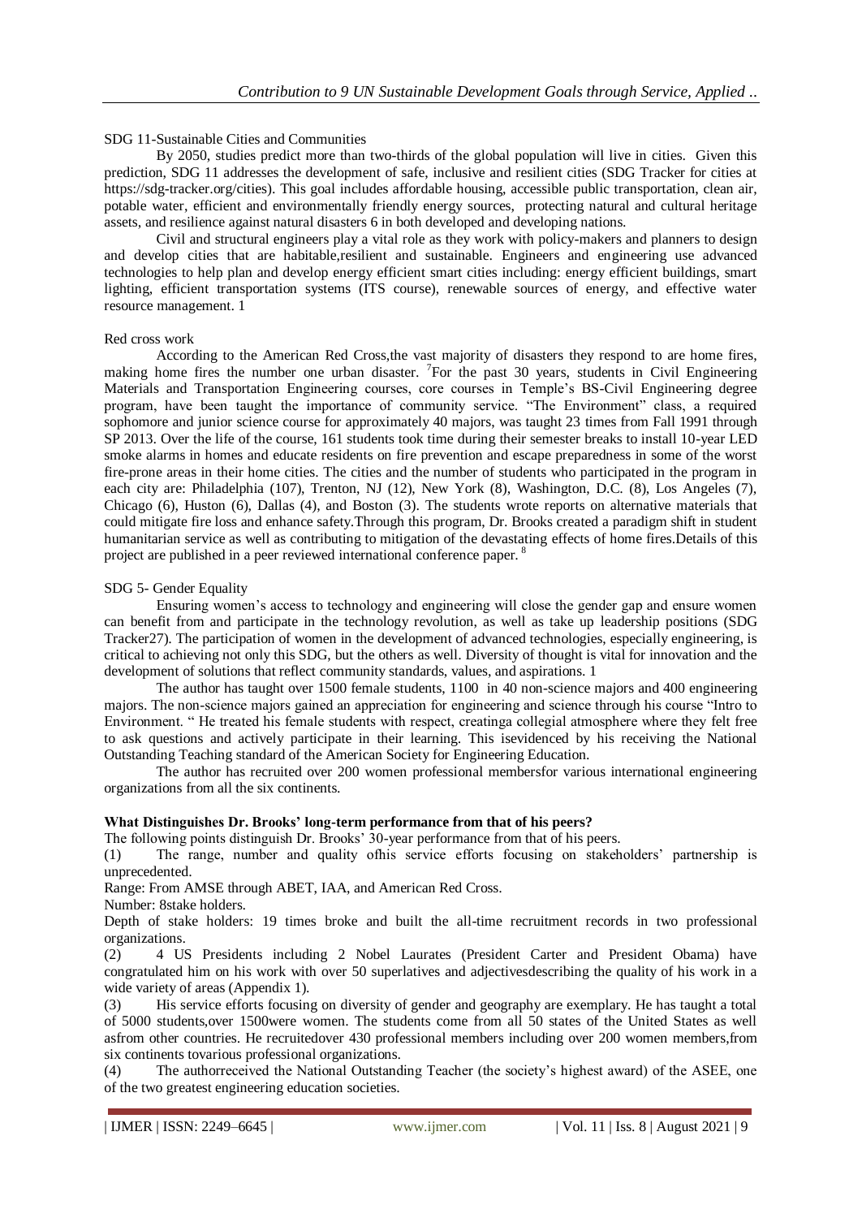SDG 11-Sustainable Cities and Communities

By 2050, studies predict more than two-thirds of the global population will live in cities. Given this prediction, SDG 11 addresses the development of safe, inclusive and resilient cities (SDG Tracker for cities at https://sdg-tracker.org/cities). This goal includes affordable housing, accessible public transportation, clean air, potable water, efficient and environmentally friendly energy sources, protecting natural and cultural heritage assets, and resilience against natural disasters 6 in both developed and developing nations.

Civil and structural engineers play a vital role as they work with policy-makers and planners to design and develop cities that are habitable,resilient and sustainable. Engineers and engineering use advanced technologies to help plan and develop energy efficient smart cities including: energy efficient buildings, smart lighting, efficient transportation systems (ITS course), renewable sources of energy, and effective water resource management. 1

Red cross work

According to the American Red Cross,the vast majority of disasters they respond to are home fires, making home fires the number one urban disaster. [7]For the past 30 years, students in Civil Engineering Materials and Transportation Engineering courses, core courses in Temple's BS-Civil Engineering degree program, have been taught the importance of community service. "The Environment" class, a required sophomore and junior science course for approximately 40 majors, was taught 23 times from Fall 1991 through SP 2013. Over the life of the course, 161 students took time during their semester breaks to install 10-year LED smoke alarms in homes and educate residents on fire prevention and escape preparedness in some of the worst fire-prone areas in their home cities. The cities and the number of students who participated in the program in each city are: Philadelphia (107), Trenton, NJ (12), New York (8), Washington, D.C. (8), Los Angeles (7), Chicago (6), Huston (6), Dallas (4), and Boston (3). The students wrote reports on alternative materials that could mitigate fire loss and enhance safety.Through this program, Dr. Brooks created a paradigm shift in student humanitarian service as well as contributing to mitigation of the devastating effects of home fires.Details of this project are published in a peer reviewed international conference paper. [8]

SDG 5- Gender Equality

Ensuring women's access to technology and engineering will close the gender gap and ensure women can benefit from and participate in the technology revolution, as well as take up leadership positions (SDG Tracker27). The participation of women in the development of advanced technologies, especially engineering, is critical to achieving not only this SDG, but the others as well. Diversity of thought is vital for innovation and the development of solutions that reflect community standards, values, and aspirations. 1

The author has taught over 1500 female students, 1100 in 40 non-science majors and 400 engineering majors. The non-science majors gained an appreciation for engineering and science through his course "Intro to Environment. " He treated his female students with respect, creatinga collegial atmosphere where they felt free to ask questions and actively participate in their learning. This isevidenced by his receiving the National Outstanding Teaching standard of the American Society for Engineering Education.

The author has recruited over 200 women professional membersfor various international engineering organizations from all the six continents.

**What Distinguishes Dr. Brooks' long-term performance from that of his peers?**

The following points distinguish Dr. Brooks' 30-year performance from that of his peers.

(1) The range, number and quality ofhis service efforts focusing on stakeholders' partnership is unprecedented.

Range: From AMSE through ABET, IAA, and American Red Cross.

Number: 8stake holders.

Depth of stake holders: 19 times broke and built the all-time recruitment records in two professional organizations.

(2) 4 US Presidents including 2 Nobel Laurates (President Carter and President Obama) have congratulated him on his work with over 50 superlatives and adjectivesdescribing the quality of his work in a wide variety of areas (Appendix 1).

(3) His service efforts focusing on diversity of gender and geography are exemplary. He has taught a total of 5000 students,over 1500were women. The students come from all 50 states of the United States as well asfrom other countries. He recruitedover 430 professional members including over 200 women members,from six continents tovarious professional organizations.

(4) The authorreceived the National Outstanding Teacher (the society's highest award) of the ASEE, one of the two greatest engineering education societies.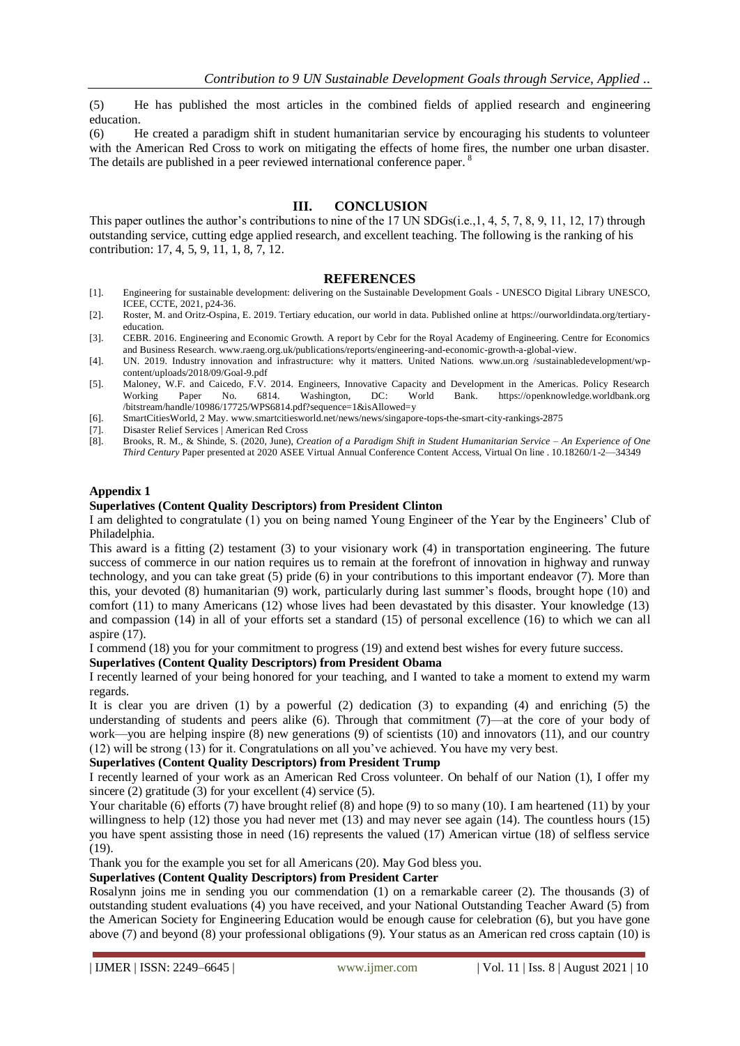(5) He has published the most articles in the combined fields of applied research and engineering education.

(6) He created a paradigm shift in student humanitarian service by encouraging his students to volunteer with the American Red Cross to work on mitigating the effects of home fires, the number one urban disaster. The details are published in a peer reviewed international conference paper. [8]

## III. CONCLUSION

This paper outlines the author's contributions to nine of the 17 UN SDGs(i.e.,1, 4, 5, 7, 8, 9, 11, 12, 17) through outstanding service, cutting edge applied research, and excellent teaching. The following is the ranking of his contribution: 17, 4, 5, 9, 11, 1, 8, 7, 12.

## REFERENCES

[1]. Engineering for sustainable development: delivering on the Sustainable Development Goals - UNESCO Digital Library UNESCO, ICEE, CCTE, 2021, p24-36.

[2]. Roster, M. and Oritz-Ospina, E. 2019. Tertiary education, our world in data. Published online at https://ourworldindata.org/tertiary-education.

[3]. CEBR. 2016. Engineering and Economic Growth. A report by Cebr for the Royal Academy of Engineering. Centre for Economics and Business Research. www.raeng.org.uk/publications/reports/engineering-and-economic-growth-a-global-view.

[4]. UN. 2019. Industry innovation and infrastructure: why it matters. United Nations. www.un.org /sustainabledevelopment/wp-content/uploads/2018/09/Goal-9.pdf

[5]. Maloney, W.F. and Caicedo, F.V. 2014. Engineers, Innovative Capacity and Development in the Americas. Policy Research Working Paper No. 6814. Washington, DC: World Bank. https://openknowledge.worldbank.org /bitstream/handle/10986/17725/WPS6814.pdf?sequence=1&isAllowed=y

[6]. SmartCitiesWorld, 2 May. www.smartcitiesworld.net/news/news/singapore-tops-the-smart-city-rankings-2875

[7]. Disaster Relief Services | American Red Cross

[8]. Brooks, R. M., & Shinde, S. (2020, June), *Creation of a Paradigm Shift in Student Humanitarian Service – An Experience of One Third Century* Paper presented at 2020 ASEE Virtual Annual Conference Content Access, Virtual On line . 10.18260/1-2—34349

### Appendix 1

**Superlatives (Content Quality Descriptors) from President Clinton**

I am delighted to congratulate (1) you on being named Young Engineer of the Year by the Engineers' Club of Philadelphia.

This award is a fitting (2) testament (3) to your visionary work (4) in transportation engineering. The future success of commerce in our nation requires us to remain at the forefront of innovation in highway and runway technology, and you can take great (5) pride (6) in your contributions to this important endeavor (7). More than this, your devoted (8) humanitarian (9) work, particularly during last summer's floods, brought hope (10) and comfort (11) to many Americans (12) whose lives had been devastated by this disaster. Your knowledge (13) and compassion (14) in all of your efforts set a standard (15) of personal excellence (16) to which we can all aspire (17).

I commend (18) you for your commitment to progress (19) and extend best wishes for every future success.

**Superlatives (Content Quality Descriptors) from President Obama**

I recently learned of your being honored for your teaching, and I wanted to take a moment to extend my warm regards.

It is clear you are driven (1) by a powerful (2) dedication (3) to expanding (4) and enriching (5) the understanding of students and peers alike (6). Through that commitment (7)—at the core of your body of work—you are helping inspire (8) new generations (9) of scientists (10) and innovators (11), and our country (12) will be strong (13) for it. Congratulations on all you've achieved. You have my very best.

**Superlatives (Content Quality Descriptors) from President Trump**

I recently learned of your work as an American Red Cross volunteer. On behalf of our Nation (1), I offer my sincere (2) gratitude (3) for your excellent (4) service (5).

Your charitable (6) efforts (7) have brought relief (8) and hope (9) to so many (10). I am heartened (11) by your willingness to help (12) those you had never met (13) and may never see again (14). The countless hours (15) you have spent assisting those in need (16) represents the valued (17) American virtue (18) of selfless service (19).

Thank you for the example you set for all Americans (20). May God bless you.

**Superlatives (Content Quality Descriptors) from President Carter**

Rosalynn joins me in sending you our commendation (1) on a remarkable career (2). The thousands (3) of outstanding student evaluations (4) you have received, and your National Outstanding Teacher Award (5) from the American Society for Engineering Education would be enough cause for celebration (6), but you have gone above (7) and beyond (8) your professional obligations (9). Your status as an American red cross captain (10) is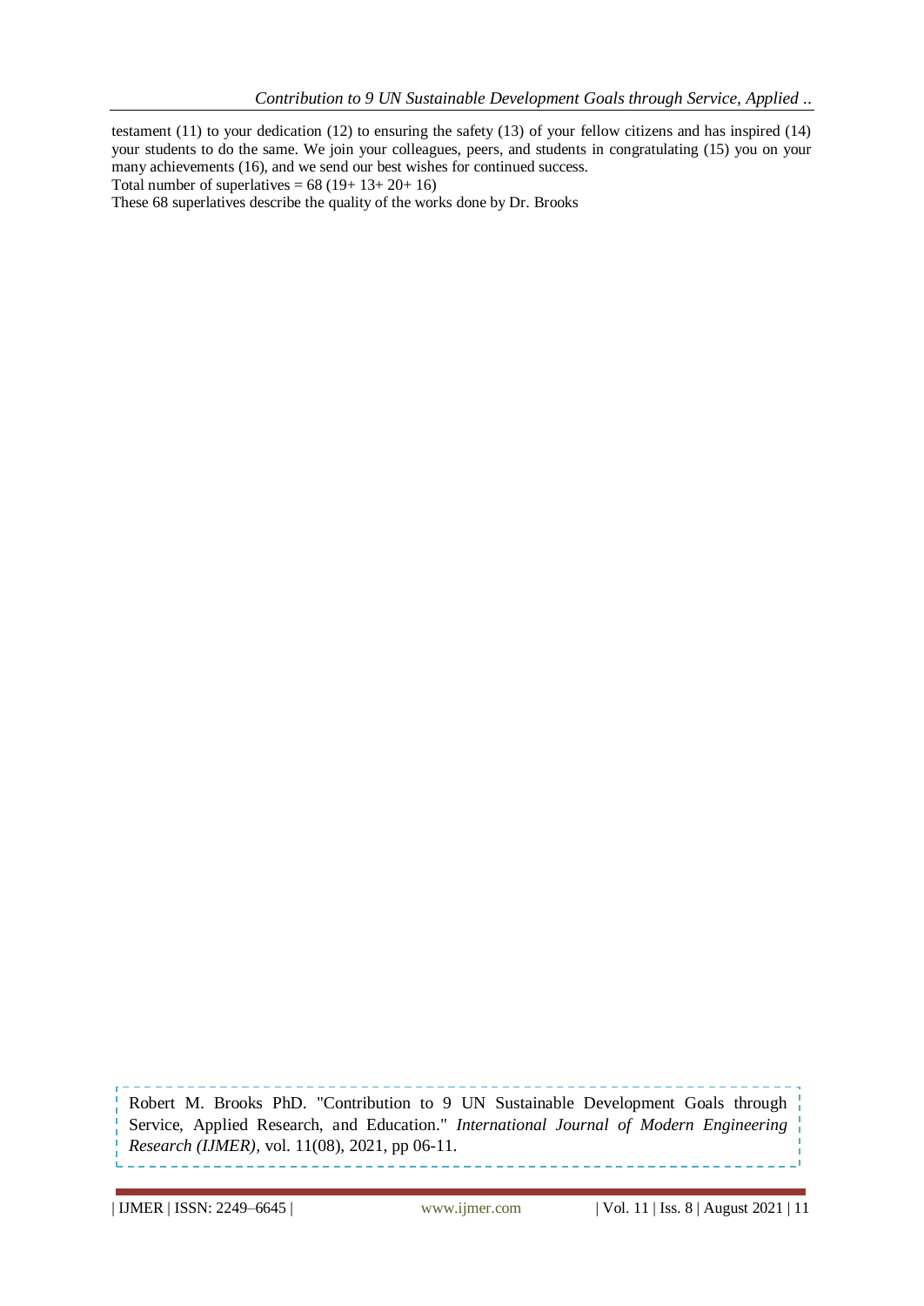testament (11) to your dedication (12) to ensuring the safety (13) of your fellow citizens and has inspired (14) your students to do the same. We join your colleagues, peers, and students in congratulating (15) you on your many achievements (16), and we send our best wishes for continued success.

Total number of superlatives = 68 (19+ 13+ 20+ 16)

These 68 superlatives describe the quality of the works done by Dr. Brooks

Robert M. Brooks PhD. "Contribution to 9 UN Sustainable Development Goals through Service, Applied Research, and Education." *International Journal of Modern Engineering Research (IJMER),* vol. 11(08), 2021, pp 06-11.